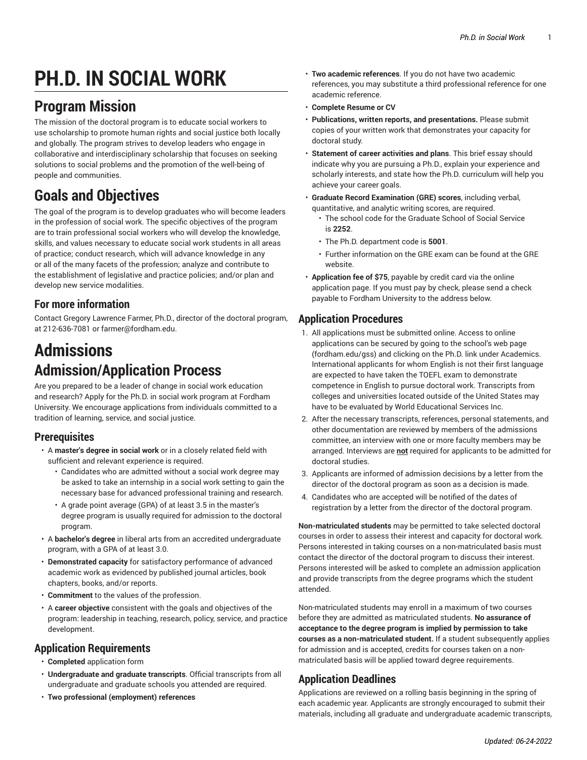# PH.D. IN SOCIAL WORK

## Program Mission

The mission of the doctoral program is to educate social workers to use scholarship to promote human rights and social justice both locally and globally. The program strives to develop leaders who engage in collaborative and interdisciplinary scholarship that focuses on seeking solutions to social problems and the promotion of the well-being of people and communities.

## Goals and Objectives

The goal of the program is to develop graduates who will become leaders in the profession of social work. The specific objectives of the program are to train professional social workers who will develop the knowledge, skills, and values necessary to educate social work students in all areas of practice; conduct research, which will advance knowledge in any or all of the many facets of the profession; analyze and contribute to the establishment of legislative and practice policies; and/or plan and develop new service modalities.

### For more information

Contact Gregory Lawrence Farmer, Ph.D., director of the doctoral program, at 212-636-7081 or farmer@fordham.edu.

# Admissions

## Admission/Application Process

Are you prepared to be a leader of change in social work education and research? Apply for the Ph.D. in social work program at Fordham University. We encourage applications from individuals committed to a tradition of learning, service, and social justice.

### Prerequisites

- A **master's degree in social work** or in a closely related field with sufficient and relevant experience is required.
  - Candidates who are admitted without a social work degree may be asked to take an internship in a social work setting to gain the necessary base for advanced professional training and research.
  - A grade point average (GPA) of at least 3.5 in the master's degree program is usually required for admission to the doctoral program.
- A **bachelor's degree** in liberal arts from an accredited undergraduate program, with a GPA of at least 3.0.
- **Demonstrated capacity** for satisfactory performance of advanced academic work as evidenced by published journal articles, book chapters, books, and/or reports.
- **Commitment** to the values of the profession.
- A **career objective** consistent with the goals and objectives of the program: leadership in teaching, research, policy, service, and practice development.

### Application Requirements

- **Completed** application form
- **Undergraduate and graduate transcripts**. Official transcripts from all undergraduate and graduate schools you attended are required.
- **Two professional (employment) references**
- **Two academic references**. If you do not have two academic references, you may substitute a third professional reference for one academic reference.
- **Complete Resume or CV**
- **Publications, written reports, and presentations.** Please submit copies of your written work that demonstrates your capacity for doctoral study.
- **Statement of career activities and plans**. This brief essay should indicate why you are pursuing a Ph.D., explain your experience and scholarly interests, and state how the Ph.D. curriculum will help you achieve your career goals.
- **Graduate Record Examination (GRE) scores**, including verbal, quantitative, and analytic writing scores, are required.
  - The school code for the Graduate School of Social Service is **2252**.
  - The Ph.D. department code is **5001**.
  - Further information on the GRE exam can be found at the GRE website.
- **Application fee of $75**, payable by credit card via the online application page. If you must pay by check, please send a check payable to Fordham University to the address below.

### Application Procedures

1. All applications must be submitted online. Access to online applications can be secured by going to the school's web page (fordham.edu/gss) and clicking on the Ph.D. link under Academics. International applicants for whom English is not their first language are expected to have taken the TOEFL exam to demonstrate competence in English to pursue doctoral work. Transcripts from colleges and universities located outside of the United States may have to be evaluated by World Educational Services Inc.
2. After the necessary transcripts, references, personal statements, and other documentation are reviewed by members of the admissions committee, an interview with one or more faculty members may be arranged. Interviews are **<u>not</u>** required for applicants to be admitted for doctoral studies.
3. Applicants are informed of admission decisions by a letter from the director of the doctoral program as soon as a decision is made.
4. Candidates who are accepted will be notified of the dates of registration by a letter from the director of the doctoral program.

**Non-matriculated students** may be permitted to take selected doctoral courses in order to assess their interest and capacity for doctoral work. Persons interested in taking courses on a non-matriculated basis must contact the director of the doctoral program to discuss their interest. Persons interested will be asked to complete an admission application and provide transcripts from the degree programs which the student attended.

Non-matriculated students may enroll in a maximum of two courses before they are admitted as matriculated students. **No assurance of acceptance to the degree program is implied by permission to take courses as a non-matriculated student.** If a student subsequently applies for admission and is accepted, credits for courses taken on a non-matriculated basis will be applied toward degree requirements.

### Application Deadlines

Applications are reviewed on a rolling basis beginning in the spring of each academic year. Applicants are strongly encouraged to submit their materials, including all graduate and undergraduate academic transcripts,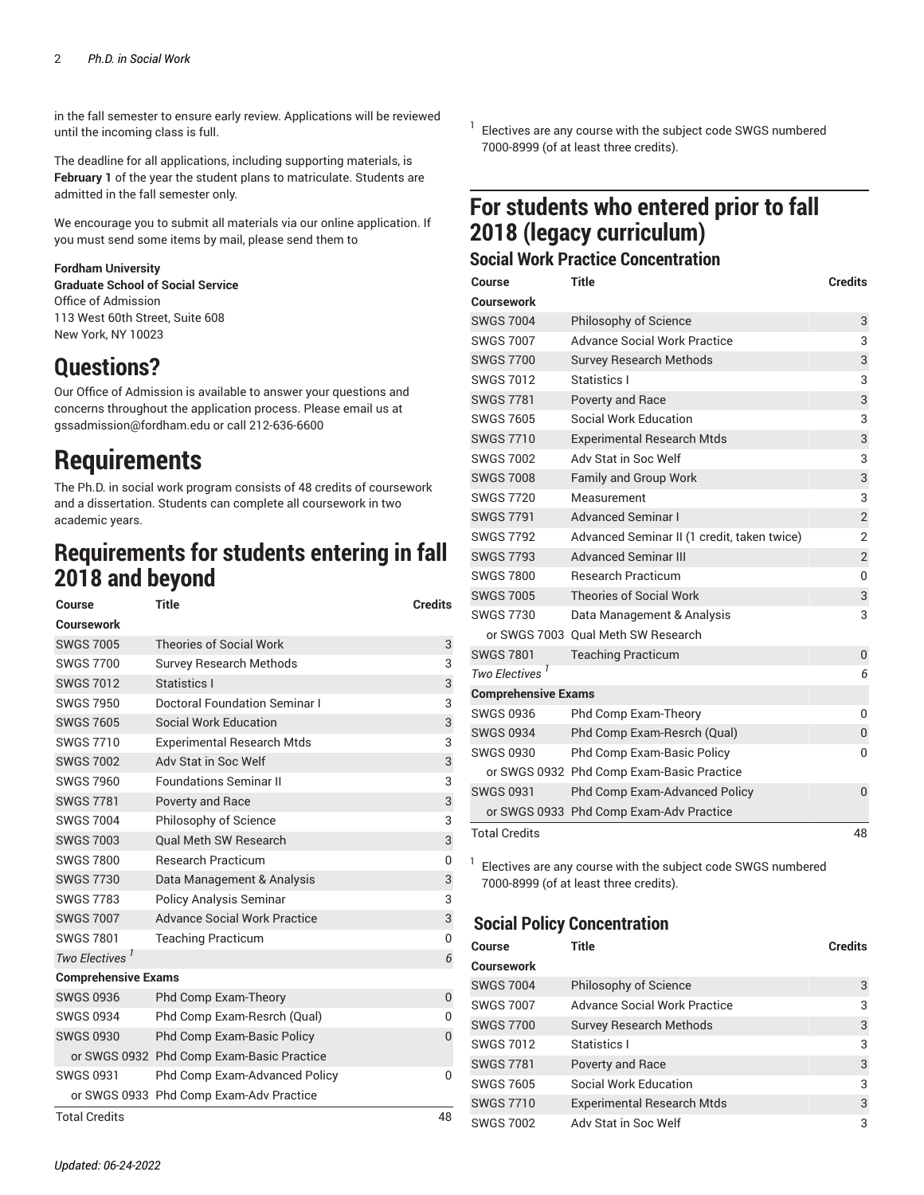in the fall semester to ensure early review. Applications will be reviewed until the incoming class is full.

The deadline for all applications, including supporting materials, is **February 1** of the year the student plans to matriculate. Students are admitted in the fall semester only.

We encourage you to submit all materials via our online application. If you must send some items by mail, please send them to

**Fordham University**
**Graduate School of Social Service**
Office of Admission
113 West 60th Street, Suite 608
New York, NY 10023

# Questions?

Our Office of Admission is available to answer your questions and concerns throughout the application process. Please email us at gssadmission@fordham.edu or call 212-636-6600

# Requirements

The Ph.D. in social work program consists of 48 credits of coursework and a dissertation. Students can complete all coursework in two academic years.

## Requirements for students entering in fall 2018 and beyond

| Course | Title | Credits |
|---|---|---|
| **Coursework** | | |
| SWGS 7005 | Theories of Social Work | 3 |
| SWGS 7700 | Survey Research Methods | 3 |
| SWGS 7012 | Statistics I | 3 |
| SWGS 7950 | Doctoral Foundation Seminar I | 3 |
| SWGS 7605 | Social Work Education | 3 |
| SWGS 7710 | Experimental Research Mtds | 3 |
| SWGS 7002 | Adv Stat in Soc Welf | 3 |
| SWGS 7960 | Foundations Seminar II | 3 |
| SWGS 7781 | Poverty and Race | 3 |
| SWGS 7004 | Philosophy of Science | 3 |
| SWGS 7003 | Qual Meth SW Research | 3 |
| SWGS 7800 | Research Practicum | 0 |
| SWGS 7730 | Data Management & Analysis | 3 |
| SWGS 7783 | Policy Analysis Seminar | 3 |
| SWGS 7007 | Advance Social Work Practice | 3 |
| SWGS 7801 | Teaching Practicum | 0 |
| *Two Electives* [1] | | *6* |
| **Comprehensive Exams** | | |
| SWGS 0936 | Phd Comp Exam-Theory | 0 |
| SWGS 0934 | Phd Comp Exam-Resrch (Qual) | 0 |
| SWGS 0930 | Phd Comp Exam-Basic Policy | 0 |
| or SWGS 0932 | Phd Comp Exam-Basic Practice | |
| SWGS 0931 | Phd Comp Exam-Advanced Policy | 0 |
| or SWGS 0933 | Phd Comp Exam-Adv Practice | |
| Total Credits | | 48 |

[1] Electives are any course with the subject code SWGS numbered 7000-8999 (of at least three credits).

## For students who entered prior to fall 2018 (legacy curriculum)

### Social Work Practice Concentration

| Course | Title | Credits |
|---|---|---|
| **Coursework** | | |
| SWGS 7004 | Philosophy of Science | 3 |
| SWGS 7007 | Advance Social Work Practice | 3 |
| SWGS 7700 | Survey Research Methods | 3 |
| SWGS 7012 | Statistics I | 3 |
| SWGS 7781 | Poverty and Race | 3 |
| SWGS 7605 | Social Work Education | 3 |
| SWGS 7710 | Experimental Research Mtds | 3 |
| SWGS 7002 | Adv Stat in Soc Welf | 3 |
| SWGS 7008 | Family and Group Work | 3 |
| SWGS 7720 | Measurement | 3 |
| SWGS 7791 | Advanced Seminar I | 2 |
| SWGS 7792 | Advanced Seminar II (1 credit, taken twice) | 2 |
| SWGS 7793 | Advanced Seminar III | 2 |
| SWGS 7800 | Research Practicum | 0 |
| SWGS 7005 | Theories of Social Work | 3 |
| SWGS 7730 | Data Management & Analysis | 3 |
| or SWGS 7003 | Qual Meth SW Research | |
| SWGS 7801 | Teaching Practicum | 0 |
| *Two Electives* [1] | | *6* |
| **Comprehensive Exams** | | |
| SWGS 0936 | Phd Comp Exam-Theory | 0 |
| SWGS 0934 | Phd Comp Exam-Resrch (Qual) | 0 |
| SWGS 0930 | Phd Comp Exam-Basic Policy | 0 |
| or SWGS 0932 | Phd Comp Exam-Basic Practice | |
| SWGS 0931 | Phd Comp Exam-Advanced Policy | 0 |
| or SWGS 0933 | Phd Comp Exam-Adv Practice | |
| Total Credits | | 48 |

[1] Electives are any course with the subject code SWGS numbered 7000-8999 (of at least three credits).

### Social Policy Concentration

| Course | Title | Credits |
|---|---|---|
| **Coursework** | | |
| SWGS 7004 | Philosophy of Science | 3 |
| SWGS 7007 | Advance Social Work Practice | 3 |
| SWGS 7700 | Survey Research Methods | 3 |
| SWGS 7012 | Statistics I | 3 |
| SWGS 7781 | Poverty and Race | 3 |
| SWGS 7605 | Social Work Education | 3 |
| SWGS 7710 | Experimental Research Mtds | 3 |
| SWGS 7002 | Adv Stat in Soc Welf | 3 |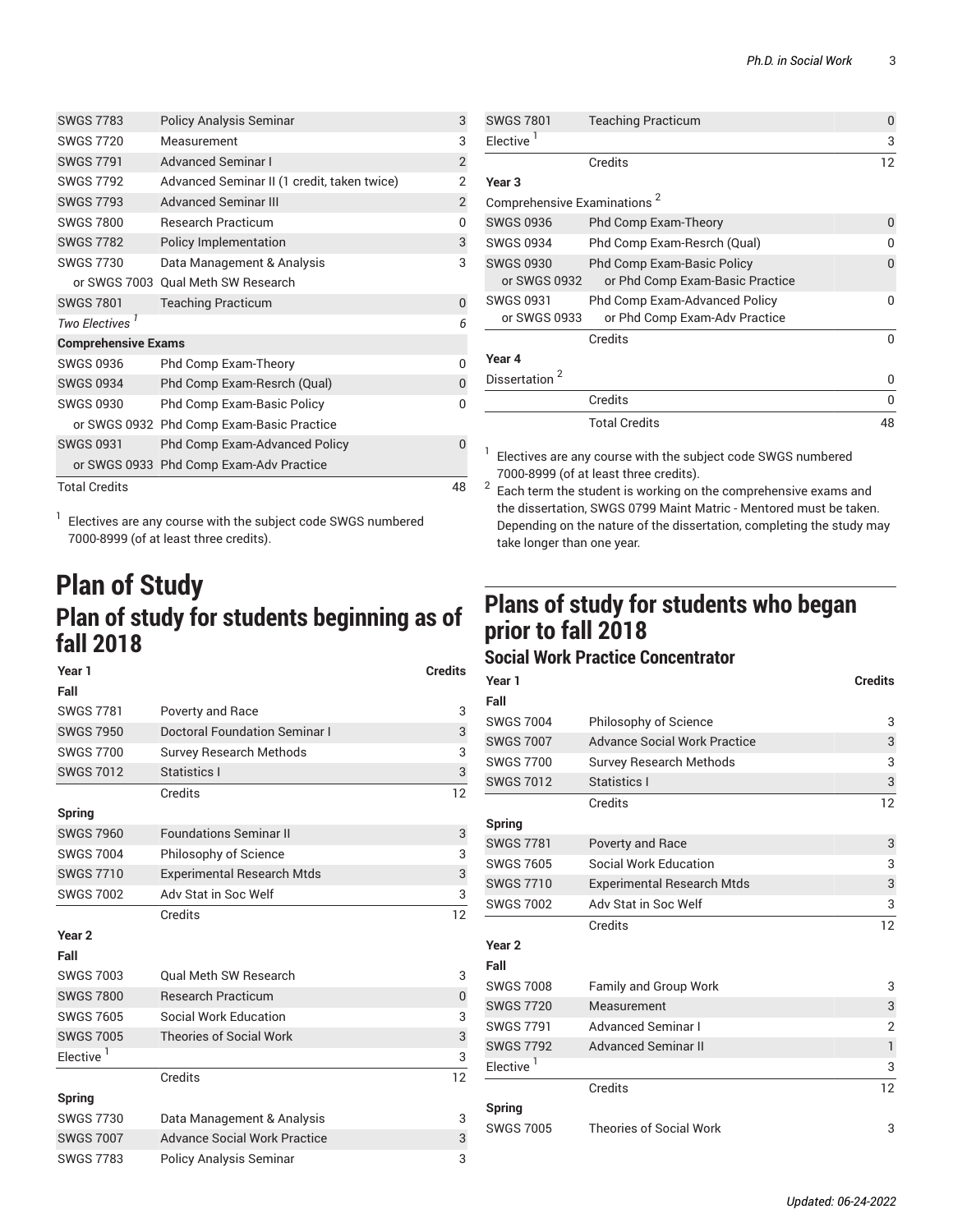| | | |
|---|---|---|
| SWGS 7783 | Policy Analysis Seminar | 3 |
| SWGS 7720 | Measurement | 3 |
| SWGS 7791 | Advanced Seminar I | 2 |
| SWGS 7792 | Advanced Seminar II (1 credit, taken twice) | 2 |
| SWGS 7793 | Advanced Seminar III | 2 |
| SWGS 7800 | Research Practicum | 0 |
| SWGS 7782 | Policy Implementation | 3 |
| SWGS 7730 | Data Management & Analysis | 3 |
| or SWGS 7003 | Qual Meth SW Research | |
| SWGS 7801 | Teaching Practicum | 0 |
| *Two Electives* [1] | | *6* |
| **Comprehensive Exams** | | |
| SWGS 0936 | Phd Comp Exam-Theory | 0 |
| SWGS 0934 | Phd Comp Exam-Resrch (Qual) | 0 |
| SWGS 0930 | Phd Comp Exam-Basic Policy | 0 |
| or SWGS 0932 | Phd Comp Exam-Basic Practice | |
| SWGS 0931 | Phd Comp Exam-Advanced Policy | 0 |
| or SWGS 0933 | Phd Comp Exam-Adv Practice | |
| Total Credits | | 48 |

[1] Electives are any course with the subject code SWGS numbered 7000-8999 (of at least three credits).

# Plan of Study

## Plan of study for students beginning as of fall 2018

| Year 1 | | Credits |
|---|---|---|
| **Fall** | | |
| SWGS 7781 | Poverty and Race | 3 |
| SWGS 7950 | Doctoral Foundation Seminar I | 3 |
| SWGS 7700 | Survey Research Methods | 3 |
| SWGS 7012 | Statistics I | 3 |
| | Credits | 12 |
| **Spring** | | |
| SWGS 7960 | Foundations Seminar II | 3 |
| SWGS 7004 | Philosophy of Science | 3 |
| SWGS 7710 | Experimental Research Mtds | 3 |
| SWGS 7002 | Adv Stat in Soc Welf | 3 |
| | Credits | 12 |
| **Year 2** | | |
| **Fall** | | |
| SWGS 7003 | Qual Meth SW Research | 3 |
| SWGS 7800 | Research Practicum | 0 |
| SWGS 7605 | Social Work Education | 3 |
| SWGS 7005 | Theories of Social Work | 3 |
| Elective [1] | | 3 |
| | Credits | 12 |
| **Spring** | | |
| SWGS 7730 | Data Management & Analysis | 3 |
| SWGS 7007 | Advance Social Work Practice | 3 |
| SWGS 7783 | Policy Analysis Seminar | 3 |
| SWGS 7801 | Teaching Practicum | 0 |
| Elective [1] | | 3 |
| | Credits | 12 |
| **Year 3** | | |
| Comprehensive Examinations [2] | | |
| SWGS 0936 | Phd Comp Exam-Theory | 0 |
| SWGS 0934 | Phd Comp Exam-Resrch (Qual) | 0 |
| SWGS 0930 or SWGS 0932 | Phd Comp Exam-Basic Policy or Phd Comp Exam-Basic Practice | 0 |
| SWGS 0931 or SWGS 0933 | Phd Comp Exam-Advanced Policy or Phd Comp Exam-Adv Practice | 0 |
| | Credits | 0 |
| **Year 4** | | |
| Dissertation [2] | | 0 |
| | Credits | 0 |
| | Total Credits | 48 |

[1] Electives are any course with the subject code SWGS numbered 7000-8999 (of at least three credits).

[2] Each term the student is working on the comprehensive exams and the dissertation, SWGS 0799 Maint Matric - Mentored must be taken. Depending on the nature of the dissertation, completing the study may take longer than one year.

## Plans of study for students who began prior to fall 2018

### Social Work Practice Concentrator

| Year 1 | | Credits |
|---|---|---|
| **Fall** | | |
| SWGS 7004 | Philosophy of Science | 3 |
| SWGS 7007 | Advance Social Work Practice | 3 |
| SWGS 7700 | Survey Research Methods | 3 |
| SWGS 7012 | Statistics I | 3 |
| | Credits | 12 |
| **Spring** | | |
| SWGS 7781 | Poverty and Race | 3 |
| SWGS 7605 | Social Work Education | 3 |
| SWGS 7710 | Experimental Research Mtds | 3 |
| SWGS 7002 | Adv Stat in Soc Welf | 3 |
| | Credits | 12 |
| **Year 2** | | |
| **Fall** | | |
| SWGS 7008 | Family and Group Work | 3 |
| SWGS 7720 | Measurement | 3 |
| SWGS 7791 | Advanced Seminar I | 2 |
| SWGS 7792 | Advanced Seminar II | 1 |
| Elective [1] | | 3 |
| | Credits | 12 |
| **Spring** | | |
| SWGS 7005 | Theories of Social Work | 3 |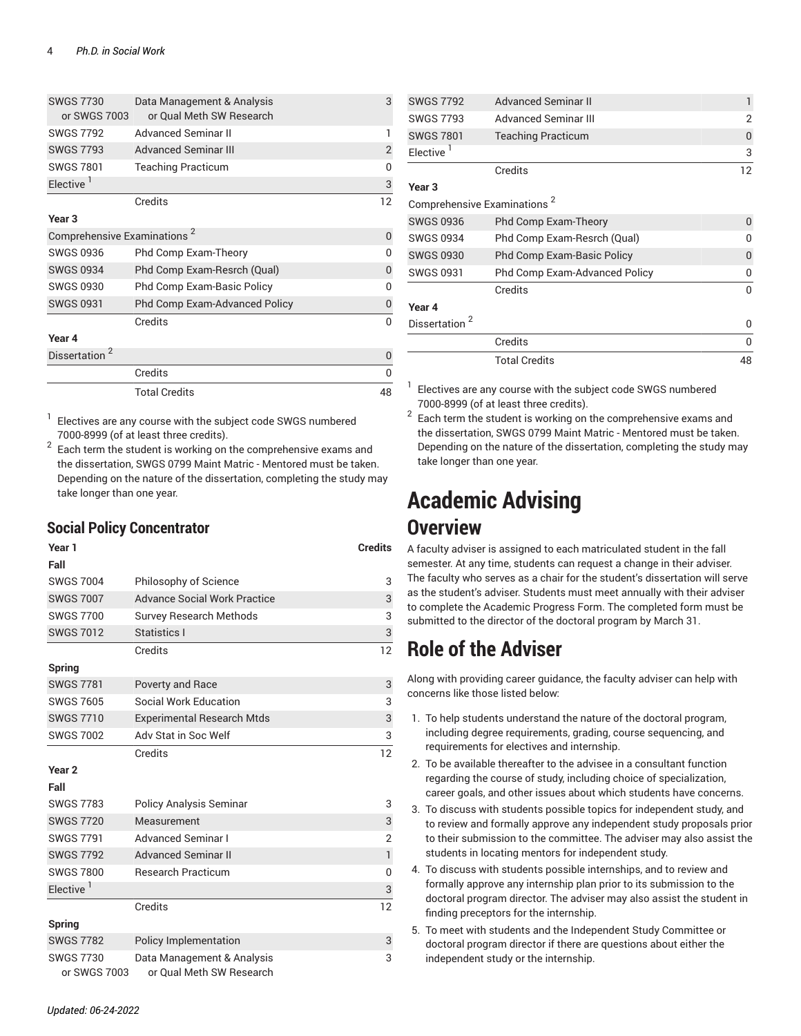| | | |
|---|---|---|
| SWGS 7730 or SWGS 7003 | Data Management & Analysis or Qual Meth SW Research | 3 |
| SWGS 7792 | Advanced Seminar II | 1 |
| SWGS 7793 | Advanced Seminar III | 2 |
| SWGS 7801 | Teaching Practicum | 0 |
| Elective [1] | | 3 |
| | Credits | 12 |
| **Year 3** | | |
| Comprehensive Examinations [2] | | 0 |
| SWGS 0936 | Phd Comp Exam-Theory | 0 |
| SWGS 0934 | Phd Comp Exam-Resrch (Qual) | 0 |
| SWGS 0930 | Phd Comp Exam-Basic Policy | 0 |
| SWGS 0931 | Phd Comp Exam-Advanced Policy | 0 |
| | Credits | 0 |
| **Year 4** | | |
| Dissertation [2] | | 0 |
| | Credits | 0 |
| | Total Credits | 48 |

[1] Electives are any course with the subject code SWGS numbered 7000-8999 (of at least three credits).

[2] Each term the student is working on the comprehensive exams and the dissertation, SWGS 0799 Maint Matric - Mentored must be taken. Depending on the nature of the dissertation, completing the study may take longer than one year.

### Social Policy Concentrator

| Year 1 | | Credits |
|---|---|---|
| **Fall** | | |
| SWGS 7004 | Philosophy of Science | 3 |
| SWGS 7007 | Advance Social Work Practice | 3 |
| SWGS 7700 | Survey Research Methods | 3 |
| SWGS 7012 | Statistics I | 3 |
| | Credits | 12 |
| **Spring** | | |
| SWGS 7781 | Poverty and Race | 3 |
| SWGS 7605 | Social Work Education | 3 |
| SWGS 7710 | Experimental Research Mtds | 3 |
| SWGS 7002 | Adv Stat in Soc Welf | 3 |
| | Credits | 12 |
| **Year 2** | | |
| **Fall** | | |
| SWGS 7783 | Policy Analysis Seminar | 3 |
| SWGS 7720 | Measurement | 3 |
| SWGS 7791 | Advanced Seminar I | 2 |
| SWGS 7792 | Advanced Seminar II | 1 |
| SWGS 7800 | Research Practicum | 0 |
| Elective [1] | | 3 |
| | Credits | 12 |
| **Spring** | | |
| SWGS 7782 | Policy Implementation | 3 |
| SWGS 7730 or SWGS 7003 | Data Management & Analysis or Qual Meth SW Research | 3 |
| SWGS 7792 | Advanced Seminar II | 1 |
| SWGS 7793 | Advanced Seminar III | 2 |
| SWGS 7801 | Teaching Practicum | 0 |
| Elective [1] | | 3 |
| | Credits | 12 |
| **Year 3** | | |
| Comprehensive Examinations [2] | | |
| SWGS 0936 | Phd Comp Exam-Theory | 0 |
| SWGS 0934 | Phd Comp Exam-Resrch (Qual) | 0 |
| SWGS 0930 | Phd Comp Exam-Basic Policy | 0 |
| SWGS 0931 | Phd Comp Exam-Advanced Policy | 0 |
| | Credits | 0 |
| **Year 4** | | |
| Dissertation [2] | | 0 |
| | Credits | 0 |
| | Total Credits | 48 |

[1] Electives are any course with the subject code SWGS numbered 7000-8999 (of at least three credits).

[2] Each term the student is working on the comprehensive exams and the dissertation, SWGS 0799 Maint Matric - Mentored must be taken. Depending on the nature of the dissertation, completing the study may take longer than one year.

# Academic Advising

## Overview

A faculty adviser is assigned to each matriculated student in the fall semester. At any time, students can request a change in their adviser. The faculty who serves as a chair for the student's dissertation will serve as the student's adviser. Students must meet annually with their adviser to complete the Academic Progress Form. The completed form must be submitted to the director of the doctoral program by March 31.

## Role of the Adviser

Along with providing career guidance, the faculty adviser can help with concerns like those listed below:

1. To help students understand the nature of the doctoral program, including degree requirements, grading, course sequencing, and requirements for electives and internship.
2. To be available thereafter to the advisee in a consultant function regarding the course of study, including choice of specialization, career goals, and other issues about which students have concerns.
3. To discuss with students possible topics for independent study, and to review and formally approve any independent study proposals prior to their submission to the committee. The adviser may also assist the students in locating mentors for independent study.
4. To discuss with students possible internships, and to review and formally approve any internship plan prior to its submission to the doctoral program director. The adviser may also assist the student in finding preceptors for the internship.
5. To meet with students and the Independent Study Committee or doctoral program director if there are questions about either the independent study or the internship.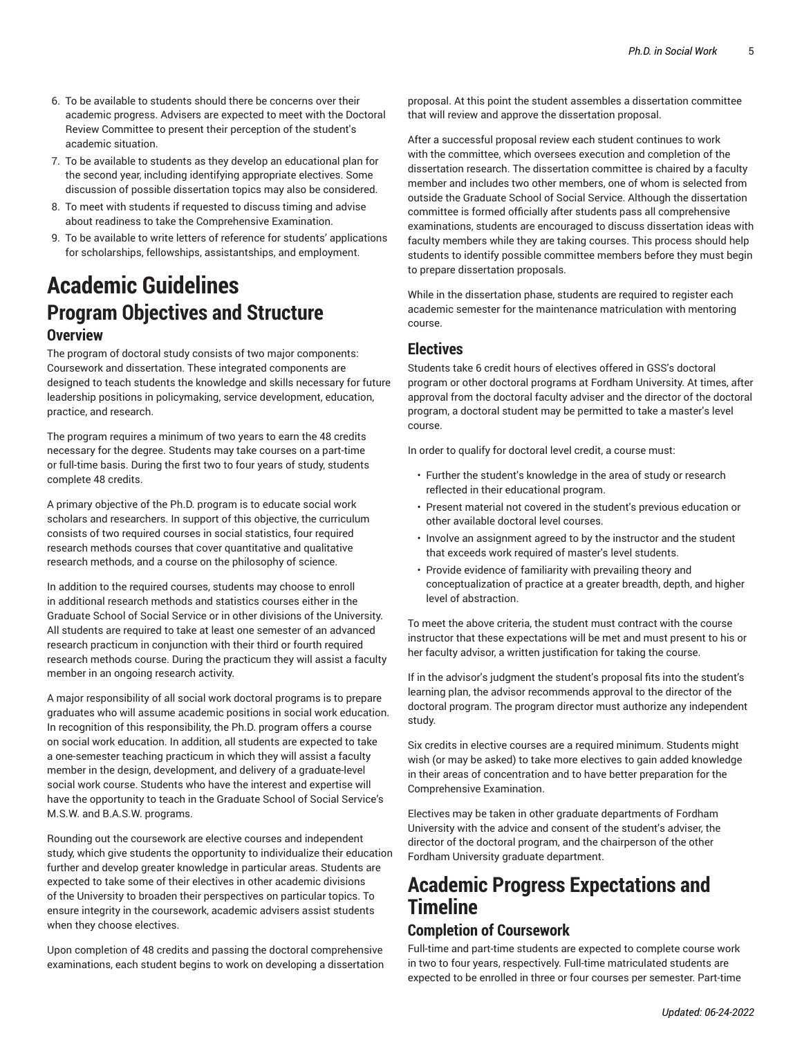6. To be available to students should there be concerns over their academic progress. Advisers are expected to meet with the Doctoral Review Committee to present their perception of the student's academic situation.
7. To be available to students as they develop an educational plan for the second year, including identifying appropriate electives. Some discussion of possible dissertation topics may also be considered.
8. To meet with students if requested to discuss timing and advise about readiness to take the Comprehensive Examination.
9. To be available to write letters of reference for students' applications for scholarships, fellowships, assistantships, and employment.

# Academic Guidelines

## Program Objectives and Structure

### Overview

The program of doctoral study consists of two major components: Coursework and dissertation. These integrated components are designed to teach students the knowledge and skills necessary for future leadership positions in policymaking, service development, education, practice, and research.

The program requires a minimum of two years to earn the 48 credits necessary for the degree. Students may take courses on a part-time or full-time basis. During the first two to four years of study, students complete 48 credits.

A primary objective of the Ph.D. program is to educate social work scholars and researchers. In support of this objective, the curriculum consists of two required courses in social statistics, four required research methods courses that cover quantitative and qualitative research methods, and a course on the philosophy of science.

In addition to the required courses, students may choose to enroll in additional research methods and statistics courses either in the Graduate School of Social Service or in other divisions of the University. All students are required to take at least one semester of an advanced research practicum in conjunction with their third or fourth required research methods course. During the practicum they will assist a faculty member in an ongoing research activity.

A major responsibility of all social work doctoral programs is to prepare graduates who will assume academic positions in social work education. In recognition of this responsibility, the Ph.D. program offers a course on social work education. In addition, all students are expected to take a one-semester teaching practicum in which they will assist a faculty member in the design, development, and delivery of a graduate-level social work course. Students who have the interest and expertise will have the opportunity to teach in the Graduate School of Social Service's M.S.W. and B.A.S.W. programs.

Rounding out the coursework are elective courses and independent study, which give students the opportunity to individualize their education further and develop greater knowledge in particular areas. Students are expected to take some of their electives in other academic divisions of the University to broaden their perspectives on particular topics. To ensure integrity in the coursework, academic advisers assist students when they choose electives.

Upon completion of 48 credits and passing the doctoral comprehensive examinations, each student begins to work on developing a dissertation proposal. At this point the student assembles a dissertation committee that will review and approve the dissertation proposal.

After a successful proposal review each student continues to work with the committee, which oversees execution and completion of the dissertation research. The dissertation committee is chaired by a faculty member and includes two other members, one of whom is selected from outside the Graduate School of Social Service. Although the dissertation committee is formed officially after students pass all comprehensive examinations, students are encouraged to discuss dissertation ideas with faculty members while they are taking courses. This process should help students to identify possible committee members before they must begin to prepare dissertation proposals.

While in the dissertation phase, students are required to register each academic semester for the maintenance matriculation with mentoring course.

### Electives

Students take 6 credit hours of electives offered in GSS's doctoral program or other doctoral programs at Fordham University. At times, after approval from the doctoral faculty adviser and the director of the doctoral program, a doctoral student may be permitted to take a master's level course.

In order to qualify for doctoral level credit, a course must:

- Further the student's knowledge in the area of study or research reflected in their educational program.
- Present material not covered in the student's previous education or other available doctoral level courses.
- Involve an assignment agreed to by the instructor and the student that exceeds work required of master's level students.
- Provide evidence of familiarity with prevailing theory and conceptualization of practice at a greater breadth, depth, and higher level of abstraction.

To meet the above criteria, the student must contract with the course instructor that these expectations will be met and must present to his or her faculty advisor, a written justification for taking the course.

If in the advisor's judgment the student's proposal fits into the student's learning plan, the advisor recommends approval to the director of the doctoral program. The program director must authorize any independent study.

Six credits in elective courses are a required minimum. Students might wish (or may be asked) to take more electives to gain added knowledge in their areas of concentration and to have better preparation for the Comprehensive Examination.

Electives may be taken in other graduate departments of Fordham University with the advice and consent of the student's adviser, the director of the doctoral program, and the chairperson of the other Fordham University graduate department.

## Academic Progress Expectations and Timeline

### Completion of Coursework

Full-time and part-time students are expected to complete course work in two to four years, respectively. Full-time matriculated students are expected to be enrolled in three or four courses per semester. Part-time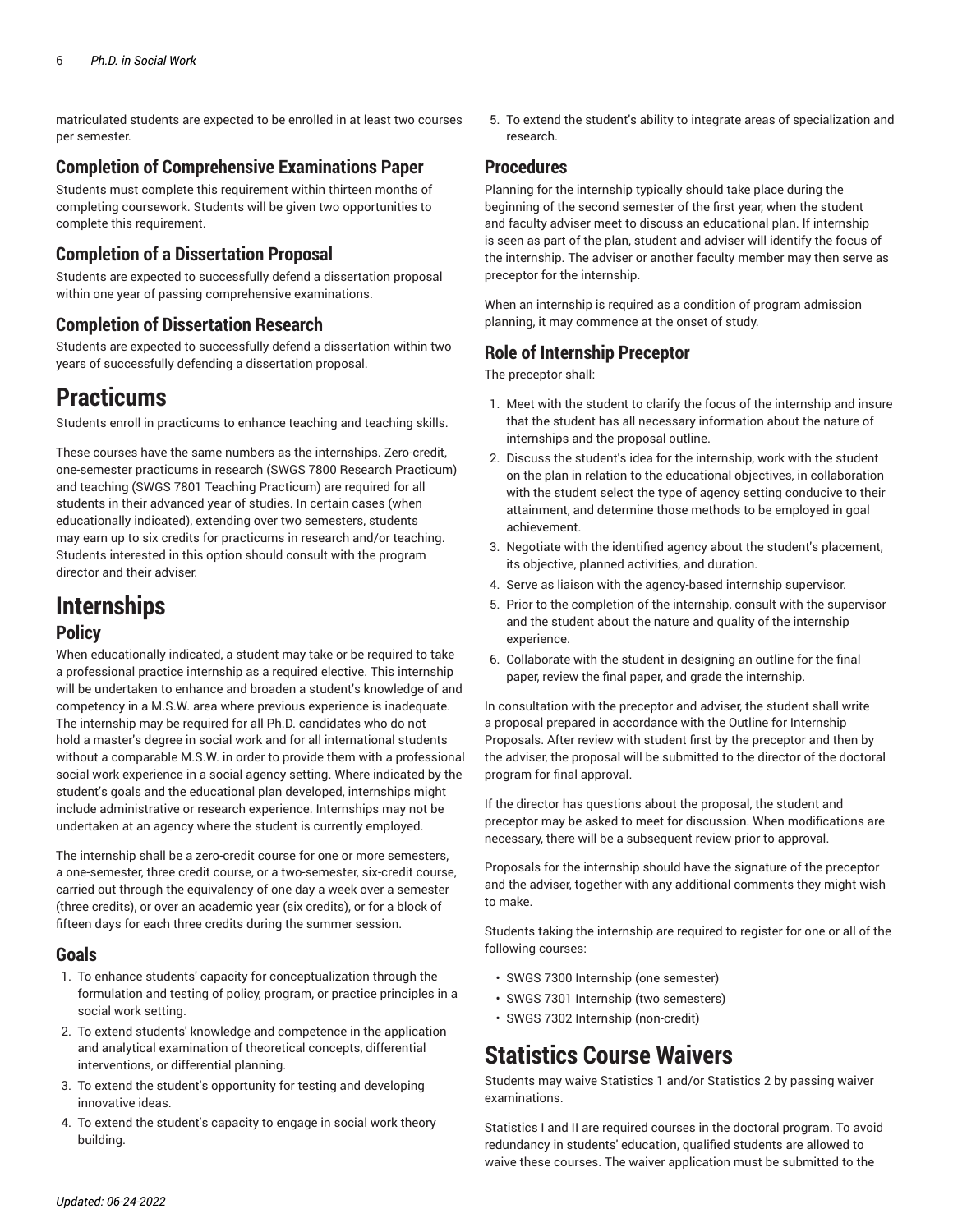matriculated students are expected to be enrolled in at least two courses per semester.

### Completion of Comprehensive Examinations Paper

Students must complete this requirement within thirteen months of completing coursework. Students will be given two opportunities to complete this requirement.

### Completion of a Dissertation Proposal

Students are expected to successfully defend a dissertation proposal within one year of passing comprehensive examinations.

### Completion of Dissertation Research

Students are expected to successfully defend a dissertation within two years of successfully defending a dissertation proposal.

# Practicums

Students enroll in practicums to enhance teaching and teaching skills.

These courses have the same numbers as the internships. Zero-credit, one-semester practicums in research (SWGS 7800 Research Practicum) and teaching (SWGS 7801 Teaching Practicum) are required for all students in their advanced year of studies. In certain cases (when educationally indicated), extending over two semesters, students may earn up to six credits for practicums in research and/or teaching. Students interested in this option should consult with the program director and their adviser.

# Internships

## Policy

When educationally indicated, a student may take or be required to take a professional practice internship as a required elective. This internship will be undertaken to enhance and broaden a student's knowledge of and competency in a M.S.W. area where previous experience is inadequate. The internship may be required for all Ph.D. candidates who do not hold a master's degree in social work and for all international students without a comparable M.S.W. in order to provide them with a professional social work experience in a social agency setting. Where indicated by the student's goals and the educational plan developed, internships might include administrative or research experience. Internships may not be undertaken at an agency where the student is currently employed.

The internship shall be a zero-credit course for one or more semesters, a one-semester, three credit course, or a two-semester, six-credit course, carried out through the equivalency of one day a week over a semester (three credits), or over an academic year (six credits), or for a block of fifteen days for each three credits during the summer session.

### Goals

1. To enhance students' capacity for conceptualization through the formulation and testing of policy, program, or practice principles in a social work setting.
2. To extend students' knowledge and competence in the application and analytical examination of theoretical concepts, differential interventions, or differential planning.
3. To extend the student's opportunity for testing and developing innovative ideas.
4. To extend the student's capacity to engage in social work theory building.
5. To extend the student's ability to integrate areas of specialization and research.

### Procedures

Planning for the internship typically should take place during the beginning of the second semester of the first year, when the student and faculty adviser meet to discuss an educational plan. If internship is seen as part of the plan, student and adviser will identify the focus of the internship. The adviser or another faculty member may then serve as preceptor for the internship.

When an internship is required as a condition of program admission planning, it may commence at the onset of study.

### Role of Internship Preceptor

The preceptor shall:

1. Meet with the student to clarify the focus of the internship and insure that the student has all necessary information about the nature of internships and the proposal outline.
2. Discuss the student's idea for the internship, work with the student on the plan in relation to the educational objectives, in collaboration with the student select the type of agency setting conducive to their attainment, and determine those methods to be employed in goal achievement.
3. Negotiate with the identified agency about the student's placement, its objective, planned activities, and duration.
4. Serve as liaison with the agency-based internship supervisor.
5. Prior to the completion of the internship, consult with the supervisor and the student about the nature and quality of the internship experience.
6. Collaborate with the student in designing an outline for the final paper, review the final paper, and grade the internship.

In consultation with the preceptor and adviser, the student shall write a proposal prepared in accordance with the Outline for Internship Proposals. After review with student first by the preceptor and then by the adviser, the proposal will be submitted to the director of the doctoral program for final approval.

If the director has questions about the proposal, the student and preceptor may be asked to meet for discussion. When modifications are necessary, there will be a subsequent review prior to approval.

Proposals for the internship should have the signature of the preceptor and the adviser, together with any additional comments they might wish to make.

Students taking the internship are required to register for one or all of the following courses:

- SWGS 7300 Internship (one semester)
- SWGS 7301 Internship (two semesters)
- SWGS 7302 Internship (non-credit)

# Statistics Course Waivers

Students may waive Statistics 1 and/or Statistics 2 by passing waiver examinations.

Statistics I and II are required courses in the doctoral program. To avoid redundancy in students' education, qualified students are allowed to waive these courses. The waiver application must be submitted to the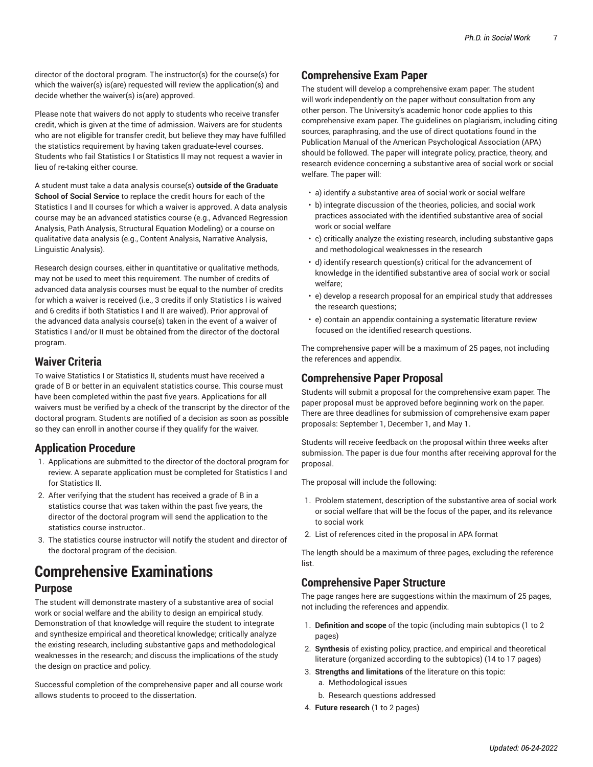director of the doctoral program. The instructor(s) for the course(s) for which the waiver(s) is(are) requested will review the application(s) and decide whether the waiver(s) is(are) approved.

Please note that waivers do not apply to students who receive transfer credit, which is given at the time of admission. Waivers are for students who are not eligible for transfer credit, but believe they may have fulfilled the statistics requirement by having taken graduate-level courses. Students who fail Statistics I or Statistics II may not request a wavier in lieu of re-taking either course.

A student must take a data analysis course(s) **outside of the Graduate School of Social Service** to replace the credit hours for each of the Statistics I and II courses for which a waiver is approved. A data analysis course may be an advanced statistics course (e.g., Advanced Regression Analysis, Path Analysis, Structural Equation Modeling) or a course on qualitative data analysis (e.g., Content Analysis, Narrative Analysis, Linguistic Analysis).

Research design courses, either in quantitative or qualitative methods, may not be used to meet this requirement. The number of credits of advanced data analysis courses must be equal to the number of credits for which a waiver is received (i.e., 3 credits if only Statistics I is waived and 6 credits if both Statistics I and II are waived). Prior approval of the advanced data analysis course(s) taken in the event of a waiver of Statistics I and/or II must be obtained from the director of the doctoral program.

## Waiver Criteria

To waive Statistics I or Statistics II, students must have received a grade of B or better in an equivalent statistics course. This course must have been completed within the past five years. Applications for all waivers must be verified by a check of the transcript by the director of the doctoral program. Students are notified of a decision as soon as possible so they can enroll in another course if they qualify for the waiver.

## Application Procedure

1. Applications are submitted to the director of the doctoral program for review. A separate application must be completed for Statistics I and for Statistics II.
2. After verifying that the student has received a grade of B in a statistics course that was taken within the past five years, the director of the doctoral program will send the application to the statistics course instructor..
3. The statistics course instructor will notify the student and director of the doctoral program of the decision.

# Comprehensive Examinations

## Purpose

The student will demonstrate mastery of a substantive area of social work or social welfare and the ability to design an empirical study. Demonstration of that knowledge will require the student to integrate and synthesize empirical and theoretical knowledge; critically analyze the existing research, including substantive gaps and methodological weaknesses in the research; and discuss the implications of the study the design on practice and policy.

Successful completion of the comprehensive paper and all course work allows students to proceed to the dissertation.

## Comprehensive Exam Paper

The student will develop a comprehensive exam paper. The student will work independently on the paper without consultation from any other person. The University's academic honor code applies to this comprehensive exam paper. The guidelines on plagiarism, including citing sources, paraphrasing, and the use of direct quotations found in the Publication Manual of the American Psychological Association (APA) should be followed. The paper will integrate policy, practice, theory, and research evidence concerning a substantive area of social work or social welfare. The paper will:

- a) identify a substantive area of social work or social welfare
- b) integrate discussion of the theories, policies, and social work practices associated with the identified substantive area of social work or social welfare
- c) critically analyze the existing research, including substantive gaps and methodological weaknesses in the research
- d) identify research question(s) critical for the advancement of knowledge in the identified substantive area of social work or social welfare;
- e) develop a research proposal for an empirical study that addresses the research questions;
- e) contain an appendix containing a systematic literature review focused on the identified research questions.

The comprehensive paper will be a maximum of 25 pages, not including the references and appendix.

## Comprehensive Paper Proposal

Students will submit a proposal for the comprehensive exam paper. The paper proposal must be approved before beginning work on the paper. There are three deadlines for submission of comprehensive exam paper proposals: September 1, December 1, and May 1.

Students will receive feedback on the proposal within three weeks after submission. The paper is due four months after receiving approval for the proposal.

The proposal will include the following:

1. Problem statement, description of the substantive area of social work or social welfare that will be the focus of the paper, and its relevance to social work
2. List of references cited in the proposal in APA format

The length should be a maximum of three pages, excluding the reference list.

## Comprehensive Paper Structure

The page ranges here are suggestions within the maximum of 25 pages, not including the references and appendix.

1. **Definition and scope** of the topic (including main subtopics (1 to 2 pages)
2. **Synthesis** of existing policy, practice, and empirical and theoretical literature (organized according to the subtopics) (14 to 17 pages)
3. **Strengths and limitations** of the literature on this topic:
   a. Methodological issues
   b. Research questions addressed
4. **Future research** (1 to 2 pages)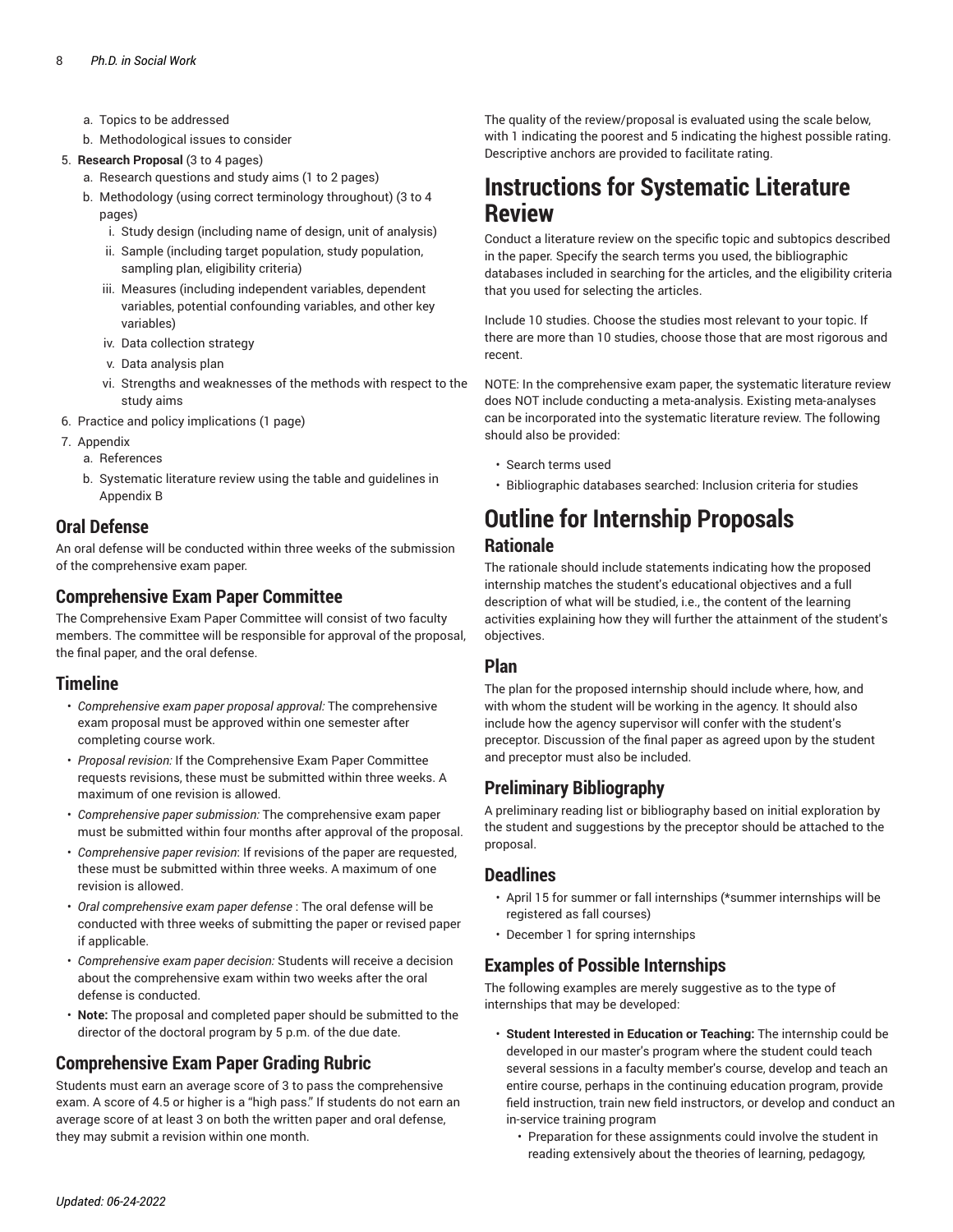a. Topics to be addressed
   b. Methodological issues to consider
5. **Research Proposal** (3 to 4 pages)
   a. Research questions and study aims (1 to 2 pages)
   b. Methodology (using correct terminology throughout) (3 to 4 pages)
      i. Study design (including name of design, unit of analysis)
      ii. Sample (including target population, study population, sampling plan, eligibility criteria)
      iii. Measures (including independent variables, dependent variables, potential confounding variables, and other key variables)
      iv. Data collection strategy
      v. Data analysis plan
      vi. Strengths and weaknesses of the methods with respect to the study aims
6. Practice and policy implications (1 page)
7. Appendix
   a. References
   b. Systematic literature review using the table and guidelines in Appendix B

### Oral Defense

An oral defense will be conducted within three weeks of the submission of the comprehensive exam paper.

### Comprehensive Exam Paper Committee

The Comprehensive Exam Paper Committee will consist of two faculty members. The committee will be responsible for approval of the proposal, the final paper, and the oral defense.

### Timeline

- *Comprehensive exam paper proposal approval:* The comprehensive exam proposal must be approved within one semester after completing course work.
- *Proposal revision:* If the Comprehensive Exam Paper Committee requests revisions, these must be submitted within three weeks. A maximum of one revision is allowed.
- *Comprehensive paper submission:* The comprehensive exam paper must be submitted within four months after approval of the proposal.
- *Comprehensive paper revision*: If revisions of the paper are requested, these must be submitted within three weeks. A maximum of one revision is allowed.
- *Oral comprehensive exam paper defense* : The oral defense will be conducted with three weeks of submitting the paper or revised paper if applicable.
- *Comprehensive exam paper decision:* Students will receive a decision about the comprehensive exam within two weeks after the oral defense is conducted.
- **Note:** The proposal and completed paper should be submitted to the director of the doctoral program by 5 p.m. of the due date.

### Comprehensive Exam Paper Grading Rubric

Students must earn an average score of 3 to pass the comprehensive exam. A score of 4.5 or higher is a "high pass." If students do not earn an average score of at least 3 on both the written paper and oral defense, they may submit a revision within one month.

The quality of the review/proposal is evaluated using the scale below, with 1 indicating the poorest and 5 indicating the highest possible rating. Descriptive anchors are provided to facilitate rating.

## Instructions for Systematic Literature Review

Conduct a literature review on the specific topic and subtopics described in the paper. Specify the search terms you used, the bibliographic databases included in searching for the articles, and the eligibility criteria that you used for selecting the articles.

Include 10 studies. Choose the studies most relevant to your topic. If there are more than 10 studies, choose those that are most rigorous and recent.

NOTE: In the comprehensive exam paper, the systematic literature review does NOT include conducting a meta-analysis. Existing meta-analyses can be incorporated into the systematic literature review. The following should also be provided:

- Search terms used
- Bibliographic databases searched: Inclusion criteria for studies

## Outline for Internship Proposals

### Rationale

The rationale should include statements indicating how the proposed internship matches the student's educational objectives and a full description of what will be studied, i.e., the content of the learning activities explaining how they will further the attainment of the student's objectives.

### Plan

The plan for the proposed internship should include where, how, and with whom the student will be working in the agency. It should also include how the agency supervisor will confer with the student's preceptor. Discussion of the final paper as agreed upon by the student and preceptor must also be included.

### Preliminary Bibliography

A preliminary reading list or bibliography based on initial exploration by the student and suggestions by the preceptor should be attached to the proposal.

### Deadlines

- April 15 for summer or fall internships (*summer internships will be registered as fall courses)
- December 1 for spring internships

### Examples of Possible Internships

The following examples are merely suggestive as to the type of internships that may be developed:

- **Student Interested in Education or Teaching:** The internship could be developed in our master's program where the student could teach several sessions in a faculty member's course, develop and teach an entire course, perhaps in the continuing education program, provide field instruction, train new field instructors, or develop and conduct an in-service training program
  - Preparation for these assignments could involve the student in reading extensively about the theories of learning, pedagogy,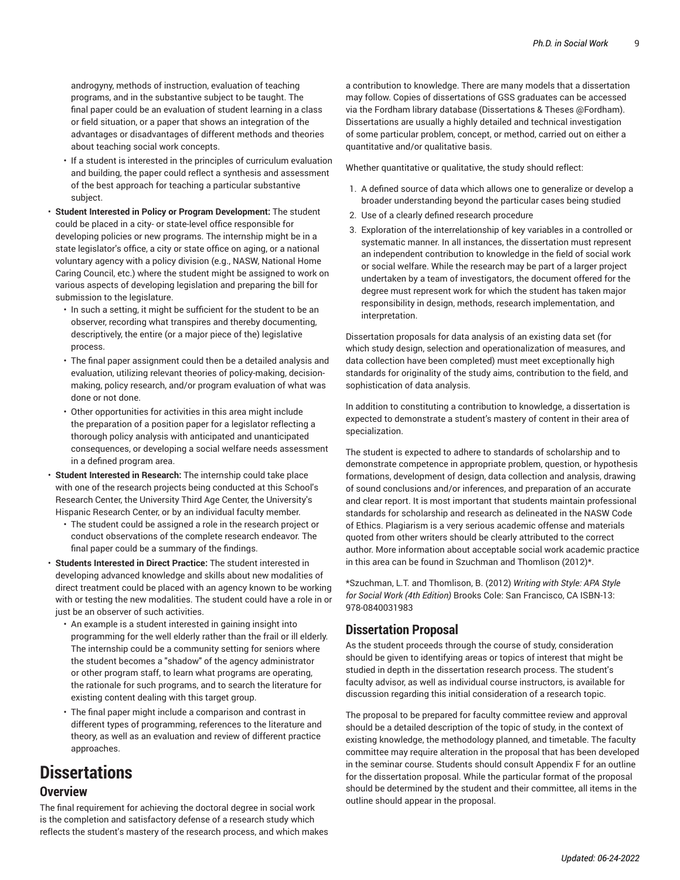androgyny, methods of instruction, evaluation of teaching programs, and in the substantive subject to be taught. The final paper could be an evaluation of student learning in a class or field situation, or a paper that shows an integration of the advantages or disadvantages of different methods and theories about teaching social work concepts.

- If a student is interested in the principles of curriculum evaluation and building, the paper could reflect a synthesis and assessment of the best approach for teaching a particular substantive subject.

- **Student Interested in Policy or Program Development:** The student could be placed in a city- or state-level office responsible for developing policies or new programs. The internship might be in a state legislator's office, a city or state office on aging, or a national voluntary agency with a policy division (e.g., NASW, National Home Caring Council, etc.) where the student might be assigned to work on various aspects of developing legislation and preparing the bill for submission to the legislature.
    - In such a setting, it might be sufficient for the student to be an observer, recording what transpires and thereby documenting, descriptively, the entire (or a major piece of the) legislative process.
    - The final paper assignment could then be a detailed analysis and evaluation, utilizing relevant theories of policy-making, decision-making, policy research, and/or program evaluation of what was done or not done.
    - Other opportunities for activities in this area might include the preparation of a position paper for a legislator reflecting a thorough policy analysis with anticipated and unanticipated consequences, or developing a social welfare needs assessment in a defined program area.
- **Student Interested in Research:** The internship could take place with one of the research projects being conducted at this School's Research Center, the University Third Age Center, the University's Hispanic Research Center, or by an individual faculty member.
    - The student could be assigned a role in the research project or conduct observations of the complete research endeavor. The final paper could be a summary of the findings.
- **Students Interested in Direct Practice:** The student interested in developing advanced knowledge and skills about new modalities of direct treatment could be placed with an agency known to be working with or testing the new modalities. The student could have a role in or just be an observer of such activities.
    - An example is a student interested in gaining insight into programming for the well elderly rather than the frail or ill elderly. The internship could be a community setting for seniors where the student becomes a "shadow" of the agency administrator or other program staff, to learn what programs are operating, the rationale for such programs, and to search the literature for existing content dealing with this target group.
    - The final paper might include a comparison and contrast in different types of programming, references to the literature and theory, as well as an evaluation and review of different practice approaches.

# Dissertations

## Overview

The final requirement for achieving the doctoral degree in social work is the completion and satisfactory defense of a research study which reflects the student's mastery of the research process, and which makes a contribution to knowledge. There are many models that a dissertation may follow. Copies of dissertations of GSS graduates can be accessed via the Fordham library database (Dissertations & Theses @Fordham). Dissertations are usually a highly detailed and technical investigation of some particular problem, concept, or method, carried out on either a quantitative and/or qualitative basis.

Whether quantitative or qualitative, the study should reflect:

1. A defined source of data which allows one to generalize or develop a broader understanding beyond the particular cases being studied
2. Use of a clearly defined research procedure
3. Exploration of the interrelationship of key variables in a controlled or systematic manner. In all instances, the dissertation must represent an independent contribution to knowledge in the field of social work or social welfare. While the research may be part of a larger project undertaken by a team of investigators, the document offered for the degree must represent work for which the student has taken major responsibility in design, methods, research implementation, and interpretation.

Dissertation proposals for data analysis of an existing data set (for which study design, selection and operationalization of measures, and data collection have been completed) must meet exceptionally high standards for originality of the study aims, contribution to the field, and sophistication of data analysis.

In addition to constituting a contribution to knowledge, a dissertation is expected to demonstrate a student's mastery of content in their area of specialization.

The student is expected to adhere to standards of scholarship and to demonstrate competence in appropriate problem, question, or hypothesis formations, development of design, data collection and analysis, drawing of sound conclusions and/or inferences, and preparation of an accurate and clear report. It is most important that students maintain professional standards for scholarship and research as delineated in the NASW Code of Ethics. Plagiarism is a very serious academic offense and materials quoted from other writers should be clearly attributed to the correct author. More information about acceptable social work academic practice in this area can be found in Szuchman and Thomlison (2012)*.

*Szuchman, L.T. and Thomlison, B. (2012) *Writing with Style: APA Style for Social Work (4th Edition)* Brooks Cole: San Francisco, CA ISBN-13: 978-0840031983

## Dissertation Proposal

As the student proceeds through the course of study, consideration should be given to identifying areas or topics of interest that might be studied in depth in the dissertation research process. The student's faculty advisor, as well as individual course instructors, is available for discussion regarding this initial consideration of a research topic.

The proposal to be prepared for faculty committee review and approval should be a detailed description of the topic of study, in the context of existing knowledge, the methodology planned, and timetable. The faculty committee may require alteration in the proposal that has been developed in the seminar course. Students should consult Appendix F for an outline for the dissertation proposal. While the particular format of the proposal should be determined by the student and their committee, all items in the outline should appear in the proposal.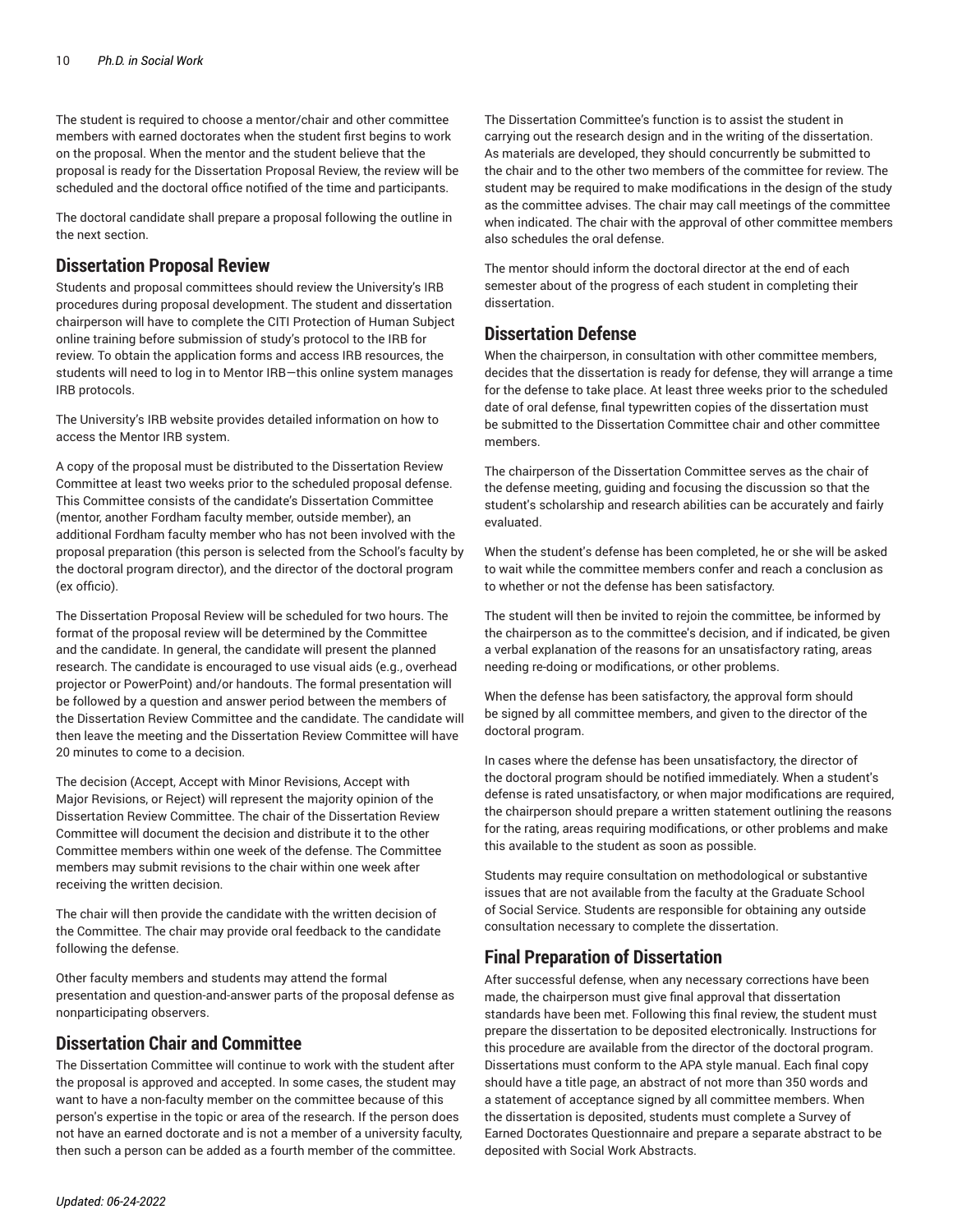The student is required to choose a mentor/chair and other committee members with earned doctorates when the student first begins to work on the proposal. When the mentor and the student believe that the proposal is ready for the Dissertation Proposal Review, the review will be scheduled and the doctoral office notified of the time and participants.

The doctoral candidate shall prepare a proposal following the outline in the next section.

## Dissertation Proposal Review

Students and proposal committees should review the University's IRB procedures during proposal development. The student and dissertation chairperson will have to complete the CITI Protection of Human Subject online training before submission of study's protocol to the IRB for review. To obtain the application forms and access IRB resources, the students will need to log in to Mentor IRB—this online system manages IRB protocols.

The University's IRB website provides detailed information on how to access the Mentor IRB system.

A copy of the proposal must be distributed to the Dissertation Review Committee at least two weeks prior to the scheduled proposal defense. This Committee consists of the candidate's Dissertation Committee (mentor, another Fordham faculty member, outside member), an additional Fordham faculty member who has not been involved with the proposal preparation (this person is selected from the School's faculty by the doctoral program director), and the director of the doctoral program (ex officio).

The Dissertation Proposal Review will be scheduled for two hours. The format of the proposal review will be determined by the Committee and the candidate. In general, the candidate will present the planned research. The candidate is encouraged to use visual aids (e.g., overhead projector or PowerPoint) and/or handouts. The formal presentation will be followed by a question and answer period between the members of the Dissertation Review Committee and the candidate. The candidate will then leave the meeting and the Dissertation Review Committee will have 20 minutes to come to a decision.

The decision (Accept, Accept with Minor Revisions, Accept with Major Revisions, or Reject) will represent the majority opinion of the Dissertation Review Committee. The chair of the Dissertation Review Committee will document the decision and distribute it to the other Committee members within one week of the defense. The Committee members may submit revisions to the chair within one week after receiving the written decision.

The chair will then provide the candidate with the written decision of the Committee. The chair may provide oral feedback to the candidate following the defense.

Other faculty members and students may attend the formal presentation and question-and-answer parts of the proposal defense as nonparticipating observers.

## Dissertation Chair and Committee

The Dissertation Committee will continue to work with the student after the proposal is approved and accepted. In some cases, the student may want to have a non-faculty member on the committee because of this person's expertise in the topic or area of the research. If the person does not have an earned doctorate and is not a member of a university faculty, then such a person can be added as a fourth member of the committee.

The Dissertation Committee's function is to assist the student in carrying out the research design and in the writing of the dissertation. As materials are developed, they should concurrently be submitted to the chair and to the other two members of the committee for review. The student may be required to make modifications in the design of the study as the committee advises. The chair may call meetings of the committee when indicated. The chair with the approval of other committee members also schedules the oral defense.

The mentor should inform the doctoral director at the end of each semester about of the progress of each student in completing their dissertation.

## Dissertation Defense

When the chairperson, in consultation with other committee members, decides that the dissertation is ready for defense, they will arrange a time for the defense to take place. At least three weeks prior to the scheduled date of oral defense, final typewritten copies of the dissertation must be submitted to the Dissertation Committee chair and other committee members.

The chairperson of the Dissertation Committee serves as the chair of the defense meeting, guiding and focusing the discussion so that the student's scholarship and research abilities can be accurately and fairly evaluated.

When the student's defense has been completed, he or she will be asked to wait while the committee members confer and reach a conclusion as to whether or not the defense has been satisfactory.

The student will then be invited to rejoin the committee, be informed by the chairperson as to the committee's decision, and if indicated, be given a verbal explanation of the reasons for an unsatisfactory rating, areas needing re-doing or modifications, or other problems.

When the defense has been satisfactory, the approval form should be signed by all committee members, and given to the director of the doctoral program.

In cases where the defense has been unsatisfactory, the director of the doctoral program should be notified immediately. When a student's defense is rated unsatisfactory, or when major modifications are required, the chairperson should prepare a written statement outlining the reasons for the rating, areas requiring modifications, or other problems and make this available to the student as soon as possible.

Students may require consultation on methodological or substantive issues that are not available from the faculty at the Graduate School of Social Service. Students are responsible for obtaining any outside consultation necessary to complete the dissertation.

## Final Preparation of Dissertation

After successful defense, when any necessary corrections have been made, the chairperson must give final approval that dissertation standards have been met. Following this final review, the student must prepare the dissertation to be deposited electronically. Instructions for this procedure are available from the director of the doctoral program. Dissertations must conform to the APA style manual. Each final copy should have a title page, an abstract of not more than 350 words and a statement of acceptance signed by all committee members. When the dissertation is deposited, students must complete a Survey of Earned Doctorates Questionnaire and prepare a separate abstract to be deposited with Social Work Abstracts.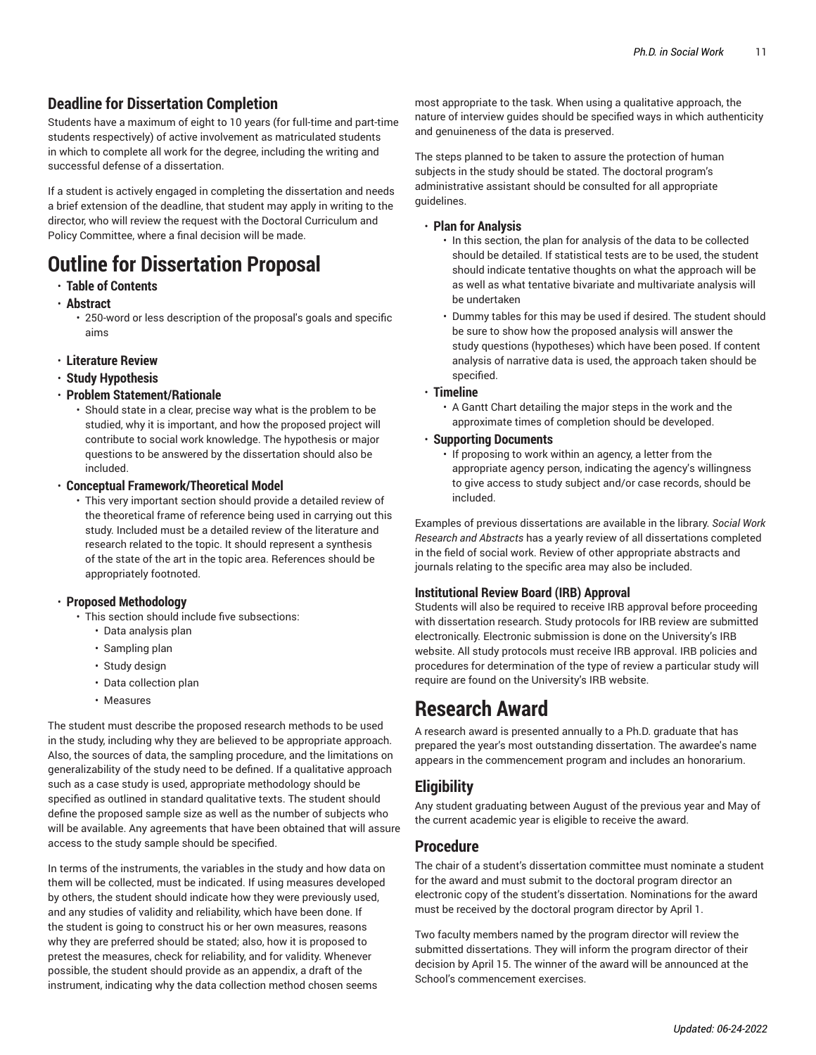### Deadline for Dissertation Completion

Students have a maximum of eight to 10 years (for full-time and part-time students respectively) of active involvement as matriculated students in which to complete all work for the degree, including the writing and successful defense of a dissertation.

If a student is actively engaged in completing the dissertation and needs a brief extension of the deadline, that student may apply in writing to the director, who will review the request with the Doctoral Curriculum and Policy Committee, where a final decision will be made.

# Outline for Dissertation Proposal

- **Table of Contents**
- **Abstract**
  - 250-word or less description of the proposal's goals and specific aims
- **Literature Review**
- **Study Hypothesis**
- **Problem Statement/Rationale**
  - Should state in a clear, precise way what is the problem to be studied, why it is important, and how the proposed project will contribute to social work knowledge. The hypothesis or major questions to be answered by the dissertation should also be included.
- **Conceptual Framework/Theoretical Model**
  - This very important section should provide a detailed review of the theoretical frame of reference being used in carrying out this study. Included must be a detailed review of the literature and research related to the topic. It should represent a synthesis of the state of the art in the topic area. References should be appropriately footnoted.
- **Proposed Methodology**
  - This section should include five subsections:
    - Data analysis plan
    - Sampling plan
    - Study design
    - Data collection plan
    - Measures

The student must describe the proposed research methods to be used in the study, including why they are believed to be appropriate approach. Also, the sources of data, the sampling procedure, and the limitations on generalizability of the study need to be defined. If a qualitative approach such as a case study is used, appropriate methodology should be specified as outlined in standard qualitative texts. The student should define the proposed sample size as well as the number of subjects who will be available. Any agreements that have been obtained that will assure access to the study sample should be specified.

In terms of the instruments, the variables in the study and how data on them will be collected, must be indicated. If using measures developed by others, the student should indicate how they were previously used, and any studies of validity and reliability, which have been done. If the student is going to construct his or her own measures, reasons why they are preferred should be stated; also, how it is proposed to pretest the measures, check for reliability, and for validity. Whenever possible, the student should provide as an appendix, a draft of the instrument, indicating why the data collection method chosen seems most appropriate to the task. When using a qualitative approach, the nature of interview guides should be specified ways in which authenticity and genuineness of the data is preserved.

The steps planned to be taken to assure the protection of human subjects in the study should be stated. The doctoral program's administrative assistant should be consulted for all appropriate guidelines.

- **Plan for Analysis**
  - In this section, the plan for analysis of the data to be collected should be detailed. If statistical tests are to be used, the student should indicate tentative thoughts on what the approach will be as well as what tentative bivariate and multivariate analysis will be undertaken
  - Dummy tables for this may be used if desired. The student should be sure to show how the proposed analysis will answer the study questions (hypotheses) which have been posed. If content analysis of narrative data is used, the approach taken should be specified.
- **Timeline**
  - A Gantt Chart detailing the major steps in the work and the approximate times of completion should be developed.
- **Supporting Documents**
  - If proposing to work within an agency, a letter from the appropriate agency person, indicating the agency's willingness to give access to study subject and/or case records, should be included.

Examples of previous dissertations are available in the library. *Social Work Research and Abstracts* has a yearly review of all dissertations completed in the field of social work. Review of other appropriate abstracts and journals relating to the specific area may also be included.

#### Institutional Review Board (IRB) Approval

Students will also be required to receive IRB approval before proceeding with dissertation research. Study protocols for IRB review are submitted electronically. Electronic submission is done on the University's IRB website. All study protocols must receive IRB approval. IRB policies and procedures for determination of the type of review a particular study will require are found on the University's IRB website.

# Research Award

A research award is presented annually to a Ph.D. graduate that has prepared the year's most outstanding dissertation. The awardee's name appears in the commencement program and includes an honorarium.

## Eligibility

Any student graduating between August of the previous year and May of the current academic year is eligible to receive the award.

## Procedure

The chair of a student's dissertation committee must nominate a student for the award and must submit to the doctoral program director an electronic copy of the student's dissertation. Nominations for the award must be received by the doctoral program director by April 1.

Two faculty members named by the program director will review the submitted dissertations. They will inform the program director of their decision by April 15. The winner of the award will be announced at the School's commencement exercises.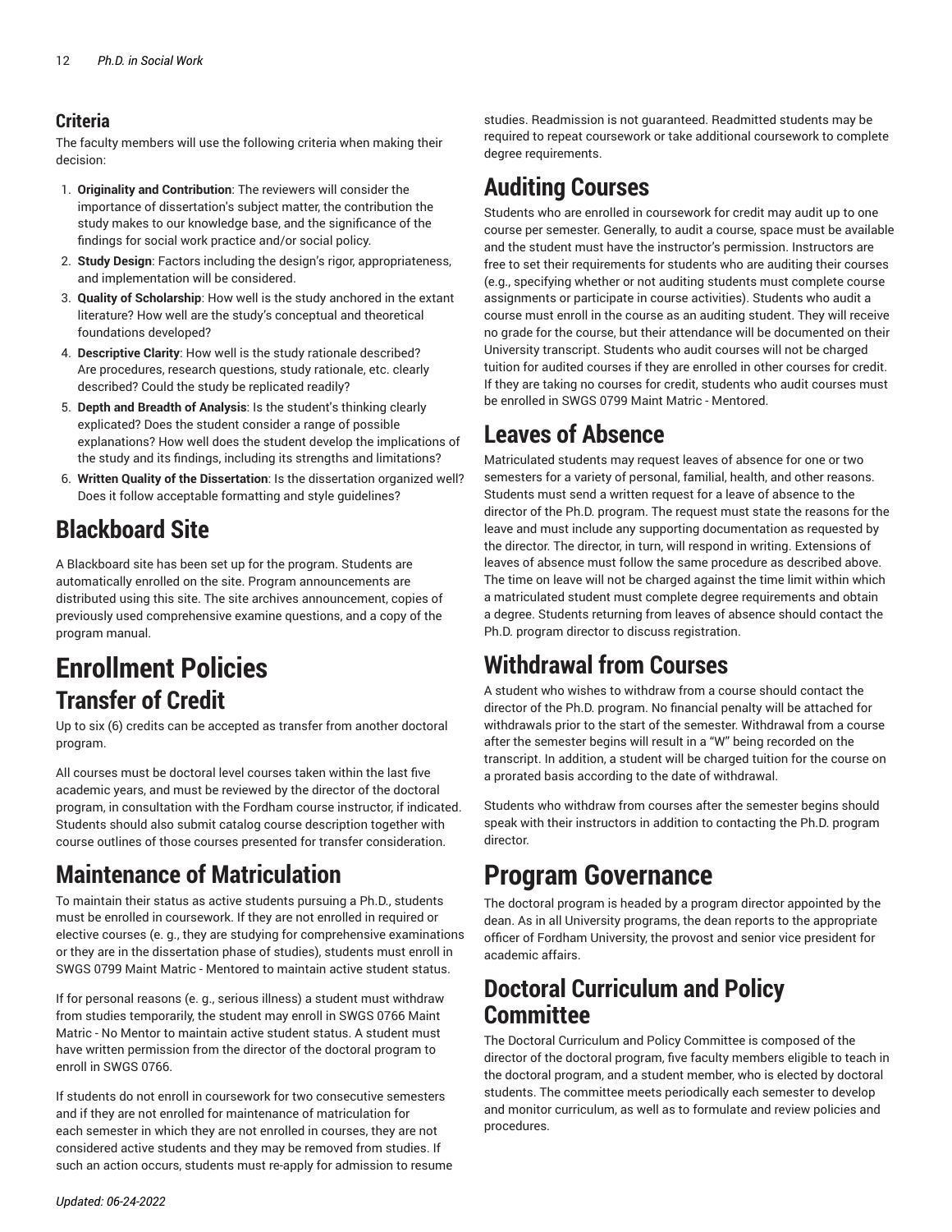### Criteria

The faculty members will use the following criteria when making their decision:

1. **Originality and Contribution**: The reviewers will consider the importance of dissertation's subject matter, the contribution the study makes to our knowledge base, and the significance of the findings for social work practice and/or social policy.
2. **Study Design**: Factors including the design's rigor, appropriateness, and implementation will be considered.
3. **Quality of Scholarship**: How well is the study anchored in the extant literature? How well are the study's conceptual and theoretical foundations developed?
4. **Descriptive Clarity**: How well is the study rationale described? Are procedures, research questions, study rationale, etc. clearly described? Could the study be replicated readily?
5. **Depth and Breadth of Analysis**: Is the student's thinking clearly explicated? Does the student consider a range of possible explanations? How well does the student develop the implications of the study and its findings, including its strengths and limitations?
6. **Written Quality of the Dissertation**: Is the dissertation organized well? Does it follow acceptable formatting and style guidelines?

## Blackboard Site

A Blackboard site has been set up for the program. Students are automatically enrolled on the site. Program announcements are distributed using this site. The site archives announcement, copies of previously used comprehensive examine questions, and a copy of the program manual.

# Enrollment Policies

## Transfer of Credit

Up to six (6) credits can be accepted as transfer from another doctoral program.

All courses must be doctoral level courses taken within the last five academic years, and must be reviewed by the director of the doctoral program, in consultation with the Fordham course instructor, if indicated. Students should also submit catalog course description together with course outlines of those courses presented for transfer consideration.

## Maintenance of Matriculation

To maintain their status as active students pursuing a Ph.D., students must be enrolled in coursework. If they are not enrolled in required or elective courses (e. g., they are studying for comprehensive examinations or they are in the dissertation phase of studies), students must enroll in SWGS 0799 Maint Matric - Mentored to maintain active student status.

If for personal reasons (e. g., serious illness) a student must withdraw from studies temporarily, the student may enroll in SWGS 0766 Maint Matric - No Mentor to maintain active student status. A student must have written permission from the director of the doctoral program to enroll in SWGS 0766.

If students do not enroll in coursework for two consecutive semesters and if they are not enrolled for maintenance of matriculation for each semester in which they are not enrolled in courses, they are not considered active students and they may be removed from studies. If such an action occurs, students must re-apply for admission to resume studies. Readmission is not guaranteed. Readmitted students may be required to repeat coursework or take additional coursework to complete degree requirements.

## Auditing Courses

Students who are enrolled in coursework for credit may audit up to one course per semester. Generally, to audit a course, space must be available and the student must have the instructor's permission. Instructors are free to set their requirements for students who are auditing their courses (e.g., specifying whether or not auditing students must complete course assignments or participate in course activities). Students who audit a course must enroll in the course as an auditing student. They will receive no grade for the course, but their attendance will be documented on their University transcript. Students who audit courses will not be charged tuition for audited courses if they are enrolled in other courses for credit. If they are taking no courses for credit, students who audit courses must be enrolled in SWGS 0799 Maint Matric - Mentored.

## Leaves of Absence

Matriculated students may request leaves of absence for one or two semesters for a variety of personal, familial, health, and other reasons. Students must send a written request for a leave of absence to the director of the Ph.D. program. The request must state the reasons for the leave and must include any supporting documentation as requested by the director. The director, in turn, will respond in writing. Extensions of leaves of absence must follow the same procedure as described above. The time on leave will not be charged against the time limit within which a matriculated student must complete degree requirements and obtain a degree. Students returning from leaves of absence should contact the Ph.D. program director to discuss registration.

## Withdrawal from Courses

A student who wishes to withdraw from a course should contact the director of the Ph.D. program. No financial penalty will be attached for withdrawals prior to the start of the semester. Withdrawal from a course after the semester begins will result in a "W" being recorded on the transcript. In addition, a student will be charged tuition for the course on a prorated basis according to the date of withdrawal.

Students who withdraw from courses after the semester begins should speak with their instructors in addition to contacting the Ph.D. program director.

# Program Governance

The doctoral program is headed by a program director appointed by the dean. As in all University programs, the dean reports to the appropriate officer of Fordham University, the provost and senior vice president for academic affairs.

## Doctoral Curriculum and Policy Committee

The Doctoral Curriculum and Policy Committee is composed of the director of the doctoral program, five faculty members eligible to teach in the doctoral program, and a student member, who is elected by doctoral students. The committee meets periodically each semester to develop and monitor curriculum, as well as to formulate and review policies and procedures.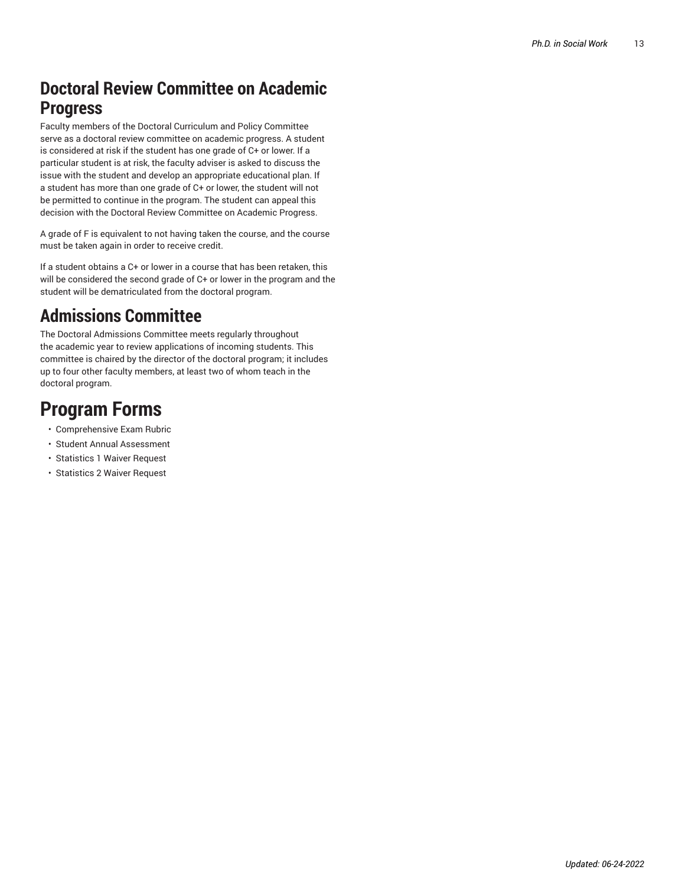## Doctoral Review Committee on Academic Progress

Faculty members of the Doctoral Curriculum and Policy Committee serve as a doctoral review committee on academic progress. A student is considered at risk if the student has one grade of C+ or lower. If a particular student is at risk, the faculty adviser is asked to discuss the issue with the student and develop an appropriate educational plan. If a student has more than one grade of C+ or lower, the student will not be permitted to continue in the program. The student can appeal this decision with the Doctoral Review Committee on Academic Progress.

A grade of F is equivalent to not having taken the course, and the course must be taken again in order to receive credit.

If a student obtains a C+ or lower in a course that has been retaken, this will be considered the second grade of C+ or lower in the program and the student will be dematriculated from the doctoral program.

## Admissions Committee

The Doctoral Admissions Committee meets regularly throughout the academic year to review applications of incoming students. This committee is chaired by the director of the doctoral program; it includes up to four other faculty members, at least two of whom teach in the doctoral program.

## Program Forms

- Comprehensive Exam Rubric
- Student Annual Assessment
- Statistics 1 Waiver Request
- Statistics 2 Waiver Request